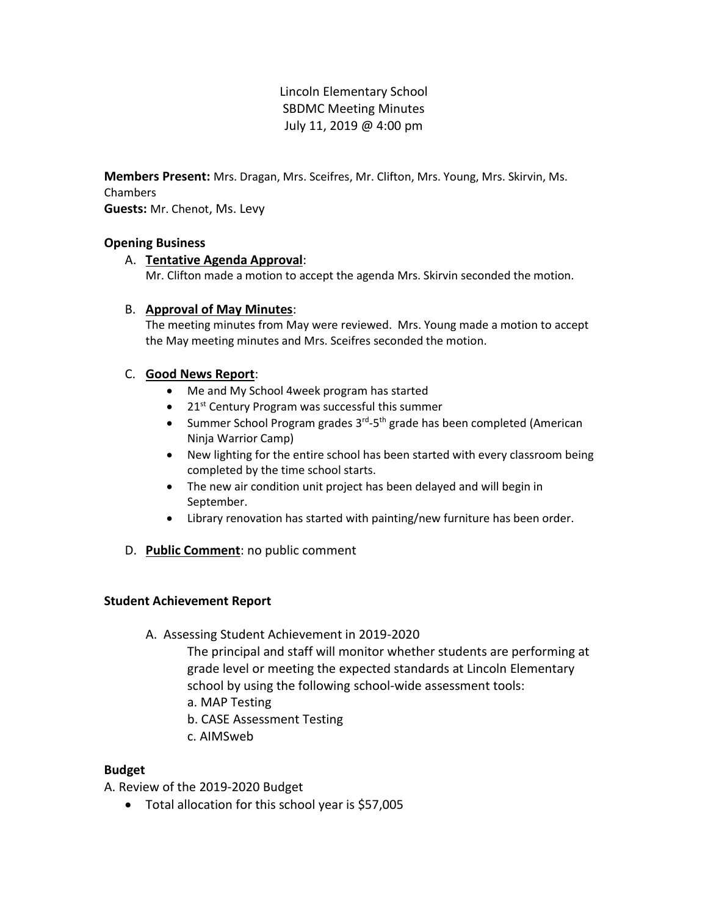Lincoln Elementary School
SBDMC Meeting Minutes
July 11, 2019 @ 4:00 pm

**Members Present:** Mrs. Dragan, Mrs. Sceifres, Mr. Clifton, Mrs. Young, Mrs. Skirvin, Ms. Chambers
**Guests:** Mr. Chenot, Ms. Levy

**Opening Business**

A. **Tentative Agenda Approval**:
Mr. Clifton made a motion to accept the agenda Mrs. Skirvin seconded the motion.

B. **Approval of May Minutes**:
The meeting minutes from May were reviewed. Mrs. Young made a motion to accept the May meeting minutes and Mrs. Sceifres seconded the motion.

C. **Good News Report**:
- Me and My School 4week program has started
- 21st Century Program was successful this summer
- Summer School Program grades 3rd-5th grade has been completed (American Ninja Warrior Camp)
- New lighting for the entire school has been started with every classroom being completed by the time school starts.
- The new air condition unit project has been delayed and will begin in September.
- Library renovation has started with painting/new furniture has been order.

D. **Public Comment**: no public comment

**Student Achievement Report**

A. Assessing Student Achievement in 2019-2020
The principal and staff will monitor whether students are performing at grade level or meeting the expected standards at Lincoln Elementary school by using the following school-wide assessment tools:
a. MAP Testing
b. CASE Assessment Testing
c. AIMSweb

**Budget**

A. Review of the 2019-2020 Budget
- Total allocation for this school year is $57,005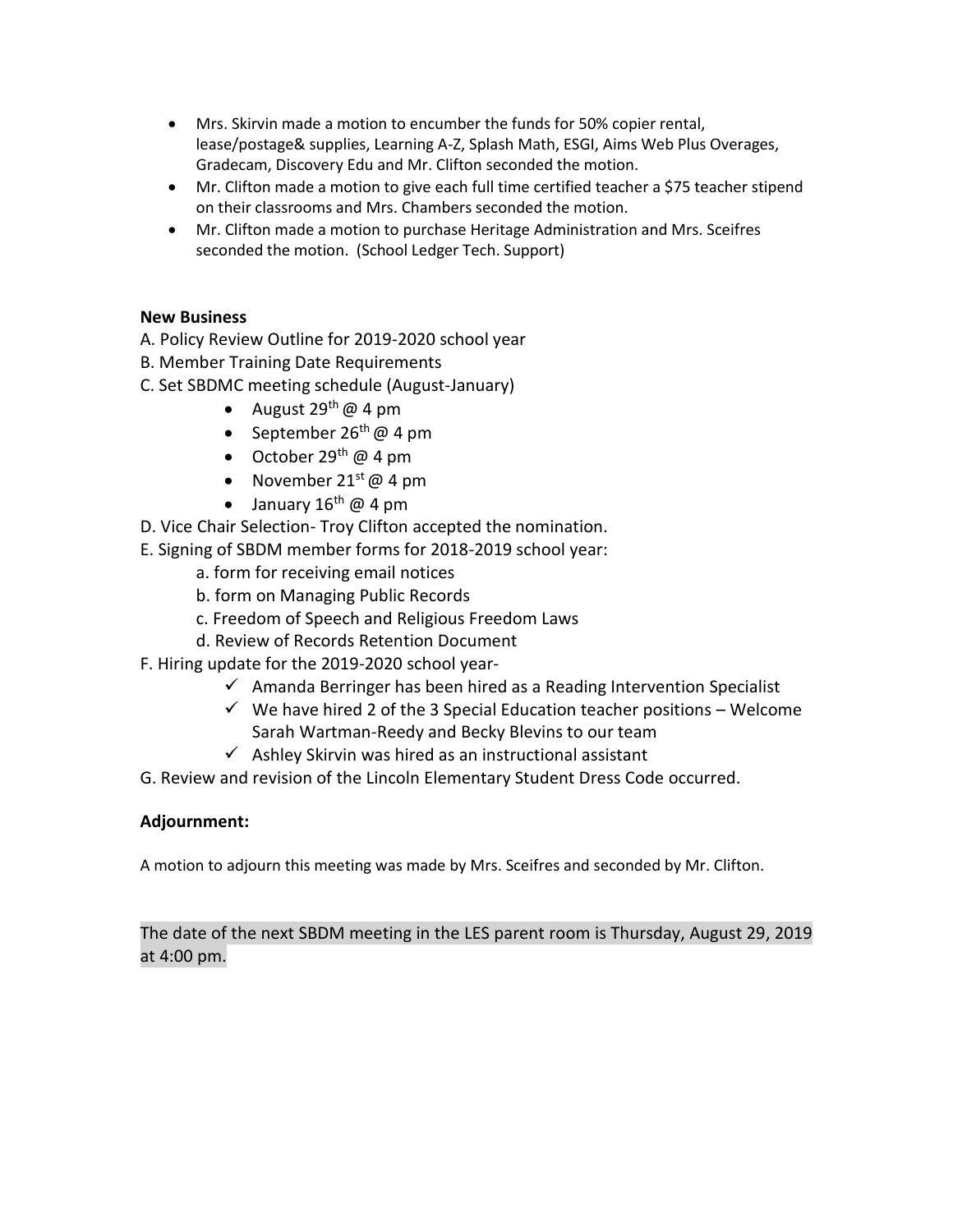- Mrs. Skirvin made a motion to encumber the funds for 50% copier rental, lease/postage& supplies, Learning A-Z, Splash Math, ESGI, Aims Web Plus Overages, Gradecam, Discovery Edu and Mr. Clifton seconded the motion.
- Mr. Clifton made a motion to give each full time certified teacher a $75 teacher stipend on their classrooms and Mrs. Chambers seconded the motion.
- Mr. Clifton made a motion to purchase Heritage Administration and Mrs. Sceifres seconded the motion. (School Ledger Tech. Support)

**New Business**

A. Policy Review Outline for 2019-2020 school year

B. Member Training Date Requirements

C. Set SBDMC meeting schedule (August-January)

- August 29th @ 4 pm
- September 26th @ 4 pm
- October 29th @ 4 pm
- November 21st @ 4 pm
- January 16th @ 4 pm

D. Vice Chair Selection- Troy Clifton accepted the nomination.

E. Signing of SBDM member forms for 2018-2019 school year:

a. form for receiving email notices
b. form on Managing Public Records
c. Freedom of Speech and Religious Freedom Laws
d. Review of Records Retention Document

F. Hiring update for the 2019-2020 school year-

- ✓ Amanda Berringer has been hired as a Reading Intervention Specialist
- ✓ We have hired 2 of the 3 Special Education teacher positions – Welcome Sarah Wartman-Reedy and Becky Blevins to our team
- ✓ Ashley Skirvin was hired as an instructional assistant

G. Review and revision of the Lincoln Elementary Student Dress Code occurred.

**Adjournment:**

A motion to adjourn this meeting was made by Mrs. Sceifres and seconded by Mr. Clifton.

The date of the next SBDM meeting in the LES parent room is Thursday, August 29, 2019 at 4:00 pm.